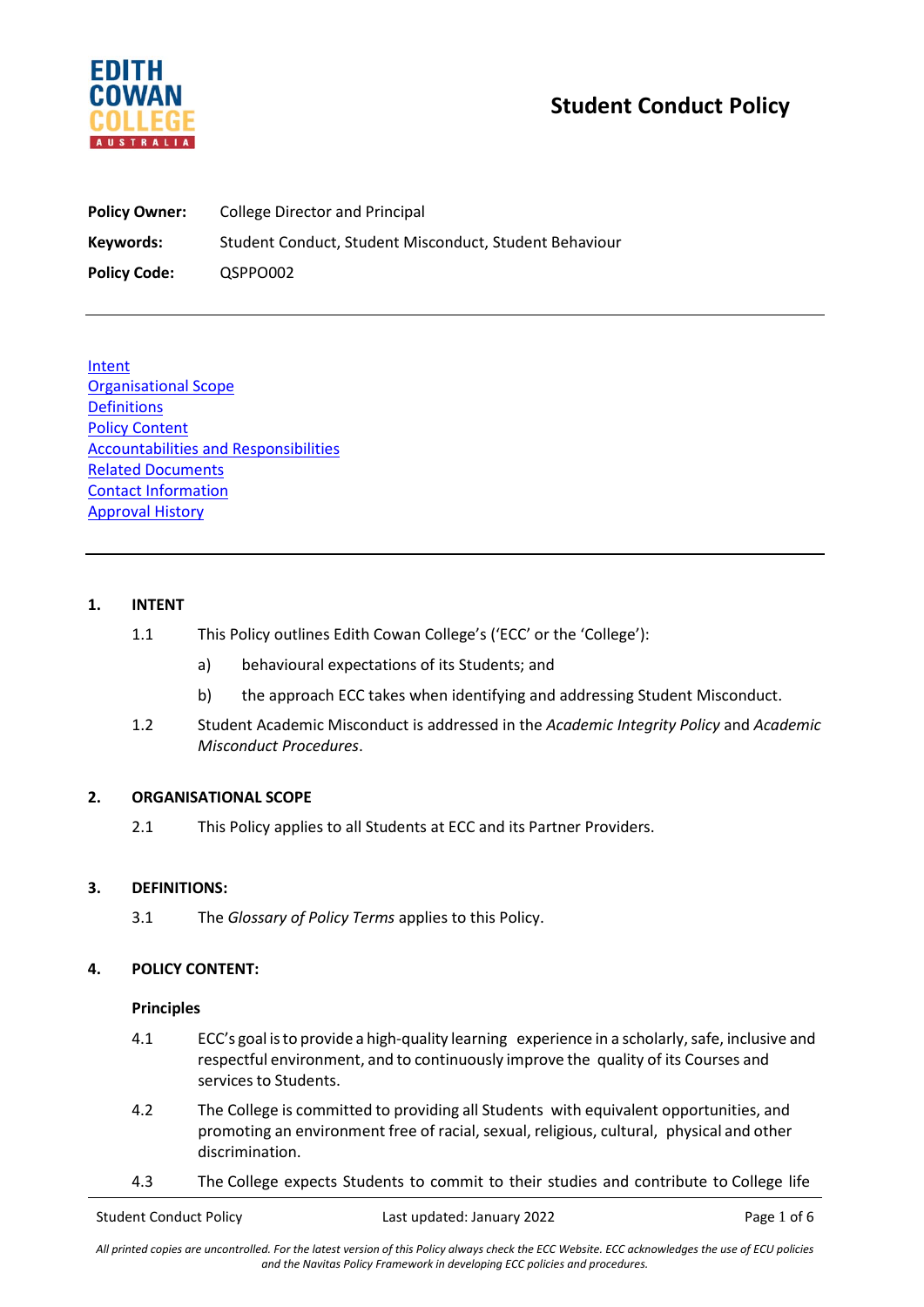# Student Conduct Policy

**Policy Owner:** College Director and Principal

**Keywords:** Student Conduct, Student Misconduct, Student Behaviour

**Policy Code:** QSPPO002

---

Intent
Organisational Scope
Definitions
Policy Content
Accountabilities and Responsibilities
Related Documents
Contact Information
Approval History

---

## 1. INTENT

1.1 This Policy outlines Edith Cowan College's ('ECC' or the 'College'):

a) behavioural expectations of its Students; and

b) the approach ECC takes when identifying and addressing Student Misconduct.

1.2 Student Academic Misconduct is addressed in the *Academic Integrity Policy* and *Academic Misconduct Procedures*.

## 2. ORGANISATIONAL SCOPE

2.1 This Policy applies to all Students at ECC and its Partner Providers.

## 3. DEFINITIONS:

3.1 The *Glossary of Policy Terms* applies to this Policy.

## 4. POLICY CONTENT:

### Principles

4.1 ECC's goal is to provide a high-quality learning experience in a scholarly, safe, inclusive and respectful environment, and to continuously improve the quality of its Courses and services to Students.

4.2 The College is committed to providing all Students with equivalent opportunities, and promoting an environment free of racial, sexual, religious, cultural, physical and other discrimination.

4.3 The College expects Students to commit to their studies and contribute to College life

*All printed copies are uncontrolled. For the latest version of this Policy always check the ECC Website. ECC acknowledges the use of ECU policies and the Navitas Policy Framework in developing ECC policies and procedures.*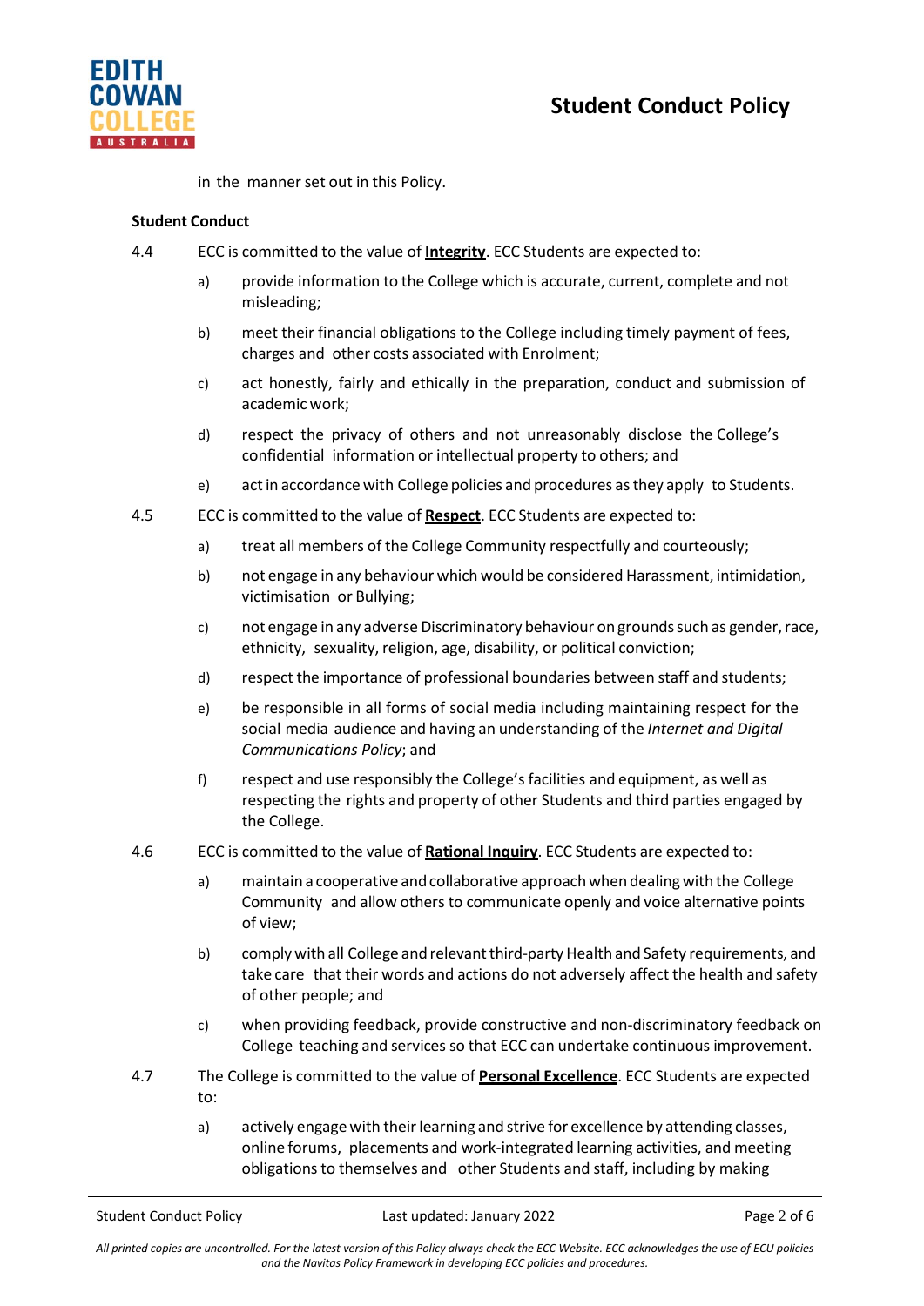in the manner set out in this Policy.

**Student Conduct**

4.4 ECC is committed to the value of **Integrity**. ECC Students are expected to:

a) provide information to the College which is accurate, current, complete and not misleading;

b) meet their financial obligations to the College including timely payment of fees, charges and other costs associated with Enrolment;

c) act honestly, fairly and ethically in the preparation, conduct and submission of academic work;

d) respect the privacy of others and not unreasonably disclose the College's confidential information or intellectual property to others; and

e) act in accordance with College policies and procedures as they apply to Students.

4.5 ECC is committed to the value of **Respect**. ECC Students are expected to:

a) treat all members of the College Community respectfully and courteously;

b) not engage in any behaviour which would be considered Harassment, intimidation, victimisation or Bullying;

c) not engage in any adverse Discriminatory behaviour on grounds such as gender, race, ethnicity, sexuality, religion, age, disability, or political conviction;

d) respect the importance of professional boundaries between staff and students;

e) be responsible in all forms of social media including maintaining respect for the social media audience and having an understanding of the *Internet and Digital Communications Policy*; and

f) respect and use responsibly the College's facilities and equipment, as well as respecting the rights and property of other Students and third parties engaged by the College.

4.6 ECC is committed to the value of **Rational Inquiry**. ECC Students are expected to:

a) maintain a cooperative and collaborative approach when dealing with the College Community and allow others to communicate openly and voice alternative points of view;

b) comply with all College and relevant third-party Health and Safety requirements, and take care that their words and actions do not adversely affect the health and safety of other people; and

c) when providing feedback, provide constructive and non-discriminatory feedback on College teaching and services so that ECC can undertake continuous improvement.

4.7 The College is committed to the value of **Personal Excellence**. ECC Students are expected to:

a) actively engage with their learning and strive for excellence by attending classes, online forums, placements and work-integrated learning activities, and meeting obligations to themselves and other Students and staff, including by making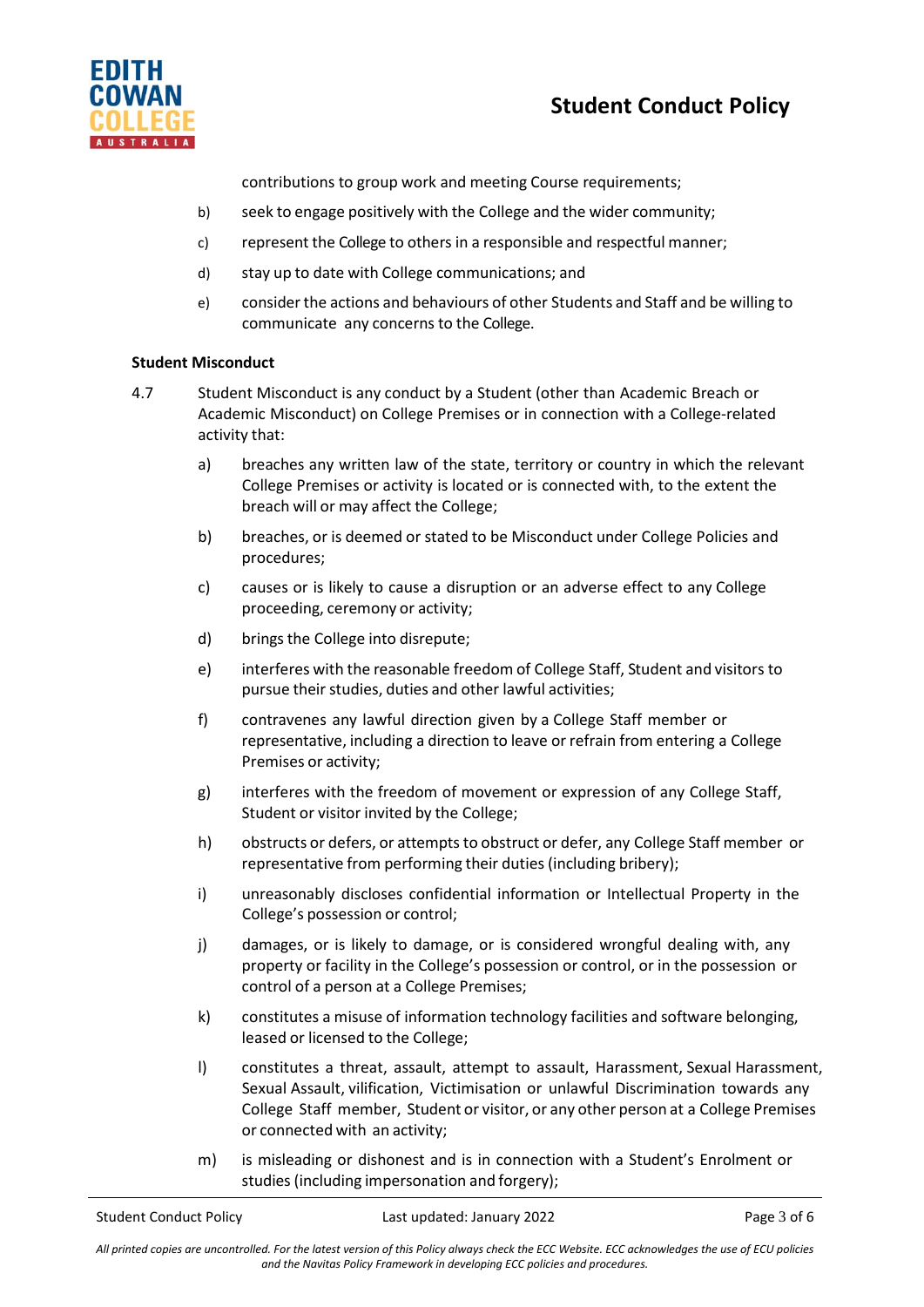contributions to group work and meeting Course requirements;

b) seek to engage positively with the College and the wider community;

c) represent the College to others in a responsible and respectful manner;

d) stay up to date with College communications; and

e) consider the actions and behaviours of other Students and Staff and be willing to communicate any concerns to the College.

**Student Misconduct**

4.7 Student Misconduct is any conduct by a Student (other than Academic Breach or Academic Misconduct) on College Premises or in connection with a College-related activity that:

a) breaches any written law of the state, territory or country in which the relevant College Premises or activity is located or is connected with, to the extent the breach will or may affect the College;

b) breaches, or is deemed or stated to be Misconduct under College Policies and procedures;

c) causes or is likely to cause a disruption or an adverse effect to any College proceeding, ceremony or activity;

d) brings the College into disrepute;

e) interferes with the reasonable freedom of College Staff, Student and visitors to pursue their studies, duties and other lawful activities;

f) contravenes any lawful direction given by a College Staff member or representative, including a direction to leave or refrain from entering a College Premises or activity;

g) interferes with the freedom of movement or expression of any College Staff, Student or visitor invited by the College;

h) obstructs or defers, or attempts to obstruct or defer, any College Staff member or representative from performing their duties (including bribery);

i) unreasonably discloses confidential information or Intellectual Property in the College's possession or control;

j) damages, or is likely to damage, or is considered wrongful dealing with, any property or facility in the College's possession or control, or in the possession or control of a person at a College Premises;

k) constitutes a misuse of information technology facilities and software belonging, leased or licensed to the College;

l) constitutes a threat, assault, attempt to assault, Harassment, Sexual Harassment, Sexual Assault, vilification, Victimisation or unlawful Discrimination towards any College Staff member, Student or visitor, or any other person at a College Premises or connected with an activity;

m) is misleading or dishonest and is in connection with a Student's Enrolment or studies (including impersonation and forgery);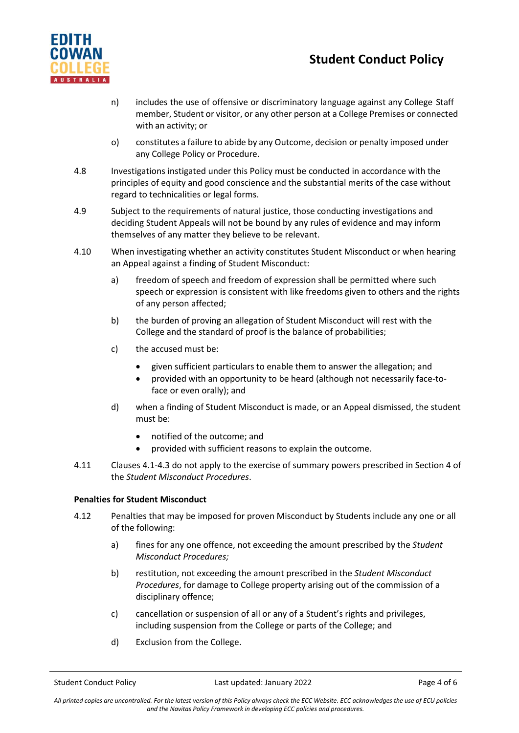n) includes the use of offensive or discriminatory language against any College Staff member, Student or visitor, or any other person at a College Premises or connected with an activity; or

o) constitutes a failure to abide by any Outcome, decision or penalty imposed under any College Policy or Procedure.

4.8 Investigations instigated under this Policy must be conducted in accordance with the principles of equity and good conscience and the substantial merits of the case without regard to technicalities or legal forms.

4.9 Subject to the requirements of natural justice, those conducting investigations and deciding Student Appeals will not be bound by any rules of evidence and may inform themselves of any matter they believe to be relevant.

4.10 When investigating whether an activity constitutes Student Misconduct or when hearing an Appeal against a finding of Student Misconduct:

a) freedom of speech and freedom of expression shall be permitted where such speech or expression is consistent with like freedoms given to others and the rights of any person affected;

b) the burden of proving an allegation of Student Misconduct will rest with the College and the standard of proof is the balance of probabilities;

c) the accused must be:

- given sufficient particulars to enable them to answer the allegation; and
- provided with an opportunity to be heard (although not necessarily face-to-face or even orally); and

d) when a finding of Student Misconduct is made, or an Appeal dismissed, the student must be:

- notified of the outcome; and
- provided with sufficient reasons to explain the outcome.

4.11 Clauses 4.1-4.3 do not apply to the exercise of summary powers prescribed in Section 4 of the *Student Misconduct Procedures*.

**Penalties for Student Misconduct**

4.12 Penalties that may be imposed for proven Misconduct by Students include any one or all of the following:

a) fines for any one offence, not exceeding the amount prescribed by the *Student Misconduct Procedures;*

b) restitution, not exceeding the amount prescribed in the *Student Misconduct Procedures*, for damage to College property arising out of the commission of a disciplinary offence;

c) cancellation or suspension of all or any of a Student's rights and privileges, including suspension from the College or parts of the College; and

d) Exclusion from the College.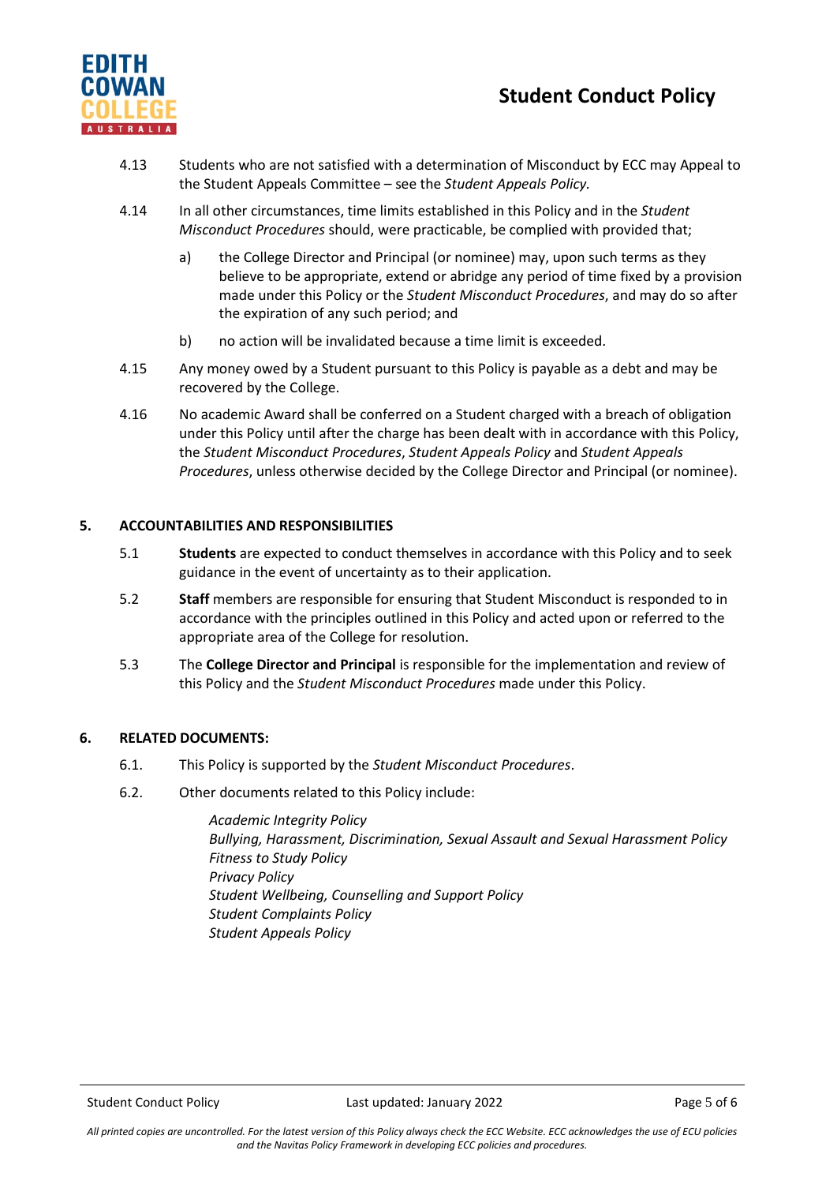4.13 Students who are not satisfied with a determination of Misconduct by ECC may Appeal to the Student Appeals Committee – see the *Student Appeals Policy.*

4.14 In all other circumstances, time limits established in this Policy and in the *Student Misconduct Procedures* should, were practicable, be complied with provided that;

a) the College Director and Principal (or nominee) may, upon such terms as they believe to be appropriate, extend or abridge any period of time fixed by a provision made under this Policy or the *Student Misconduct Procedures*, and may do so after the expiration of any such period; and

b) no action will be invalidated because a time limit is exceeded.

4.15 Any money owed by a Student pursuant to this Policy is payable as a debt and may be recovered by the College.

4.16 No academic Award shall be conferred on a Student charged with a breach of obligation under this Policy until after the charge has been dealt with in accordance with this Policy, the *Student Misconduct Procedures*, *Student Appeals Policy* and *Student Appeals Procedures*, unless otherwise decided by the College Director and Principal (or nominee).

## 5. ACCOUNTABILITIES AND RESPONSIBILITIES

5.1 **Students** are expected to conduct themselves in accordance with this Policy and to seek guidance in the event of uncertainty as to their application.

5.2 **Staff** members are responsible for ensuring that Student Misconduct is responded to in accordance with the principles outlined in this Policy and acted upon or referred to the appropriate area of the College for resolution.

5.3 The **College Director and Principal** is responsible for the implementation and review of this Policy and the *Student Misconduct Procedures* made under this Policy.

## 6. RELATED DOCUMENTS:

6.1. This Policy is supported by the *Student Misconduct Procedures*.

6.2. Other documents related to this Policy include:

*Academic Integrity Policy*
*Bullying, Harassment, Discrimination, Sexual Assault and Sexual Harassment Policy*
*Fitness to Study Policy*
*Privacy Policy*
*Student Wellbeing, Counselling and Support Policy*
*Student Complaints Policy*
*Student Appeals Policy*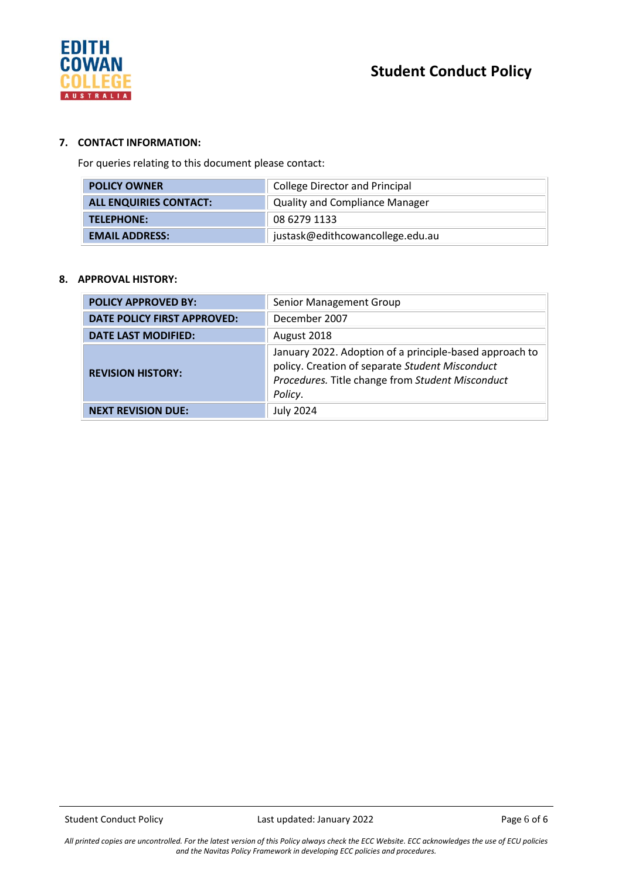### 7. CONTACT INFORMATION:

For queries relating to this document please contact:

| | |
|---|---|
| **POLICY OWNER** | College Director and Principal |
| **ALL ENQUIRIES CONTACT:** | Quality and Compliance Manager |
| **TELEPHONE:** | 08 6279 1133 |
| **EMAIL ADDRESS:** | justask@edithcowancollege.edu.au |

### 8. APPROVAL HISTORY:

| | |
|---|---|
| **POLICY APPROVED BY:** | Senior Management Group |
| **DATE POLICY FIRST APPROVED:** | December 2007 |
| **DATE LAST MODIFIED:** | August 2018 |
| **REVISION HISTORY:** | January 2022. Adoption of a principle-based approach to policy. Creation of separate *Student Misconduct Procedures.* Title change from *Student Misconduct Policy*. |
| **NEXT REVISION DUE:** | July 2024 |

*All printed copies are uncontrolled. For the latest version of this Policy always check the ECC Website. ECC acknowledges the use of ECU policies and the Navitas Policy Framework in developing ECC policies and procedures.*